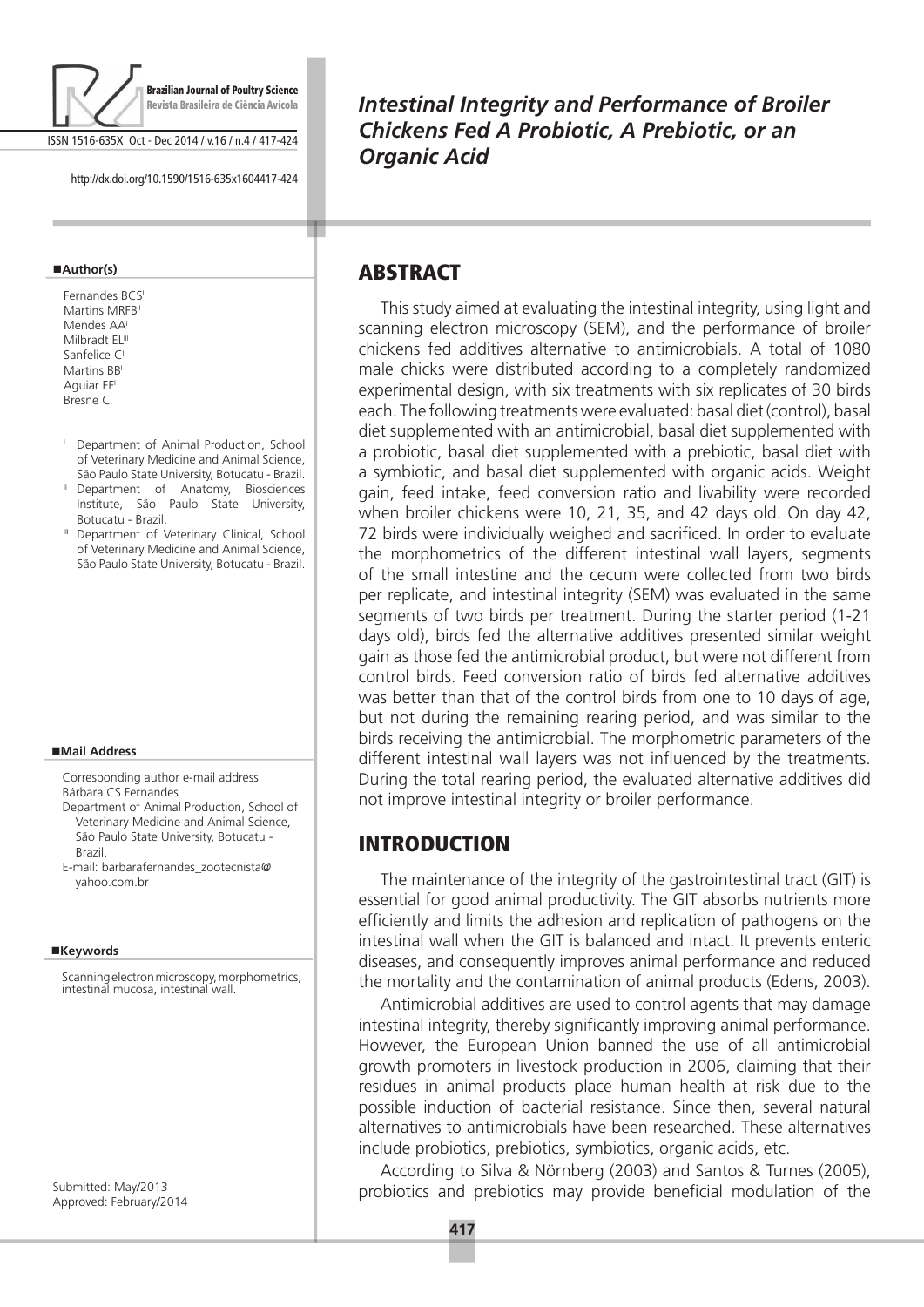# Intestinal Integrity and Performance of Broiler Chickens Fed A Probiotic, A Prebiotic, or an Organic Acid

http://dx.doi.org/10.1590/1516-635x1604417-424

**Author(s)**

Fernandes BCS[I]
Martins MRFB[II]
Mendes AA[I]
Milbradt EL[III]
Sanfelice C[I]
Martins BB[I]
Aguiar EF[I]
Bresne C[I]

[I] Department of Animal Production, School of Veterinary Medicine and Animal Science, São Paulo State University, Botucatu - Brazil.
[II] Department of Anatomy, Biosciences Institute, São Paulo State University, Botucatu - Brazil.
[III] Department of Veterinary Clinical, School of Veterinary Medicine and Animal Science, São Paulo State University, Botucatu - Brazil.

**Mail Address**

Corresponding author e-mail address
Bárbara CS Fernandes
Department of Animal Production, School of Veterinary Medicine and Animal Science, São Paulo State University, Botucatu - Brazil.
E-mail: barbarafernandes_zootecnista@yahoo.com.br

**Keywords**

Scanning electron microscopy, morphometrics, intestinal mucosa, intestinal wall.

Submitted: May/2013
Approved: February/2014

## ABSTRACT

This study aimed at evaluating the intestinal integrity, using light and scanning electron microscopy (SEM), and the performance of broiler chickens fed additives alternative to antimicrobials. A total of 1080 male chicks were distributed according to a completely randomized experimental design, with six treatments with six replicates of 30 birds each. The following treatments were evaluated: basal diet (control), basal diet supplemented with an antimicrobial, basal diet supplemented with a probiotic, basal diet supplemented with a prebiotic, basal diet with a symbiotic, and basal diet supplemented with organic acids. Weight gain, feed intake, feed conversion ratio and livability were recorded when broiler chickens were 10, 21, 35, and 42 days old. On day 42, 72 birds were individually weighed and sacrificed. In order to evaluate the morphometrics of the different intestinal wall layers, segments of the small intestine and the cecum were collected from two birds per replicate, and intestinal integrity (SEM) was evaluated in the same segments of two birds per treatment. During the starter period (1-21 days old), birds fed the alternative additives presented similar weight gain as those fed the antimicrobial product, but were not different from control birds. Feed conversion ratio of birds fed alternative additives was better than that of the control birds from one to 10 days of age, but not during the remaining rearing period, and was similar to the birds receiving the antimicrobial. The morphometric parameters of the different intestinal wall layers was not influenced by the treatments. During the total rearing period, the evaluated alternative additives did not improve intestinal integrity or broiler performance.

## INTRODUCTION

The maintenance of the integrity of the gastrointestinal tract (GIT) is essential for good animal productivity. The GIT absorbs nutrients more efficiently and limits the adhesion and replication of pathogens on the intestinal wall when the GIT is balanced and intact. It prevents enteric diseases, and consequently improves animal performance and reduced the mortality and the contamination of animal products (Edens, 2003).

Antimicrobial additives are used to control agents that may damage intestinal integrity, thereby significantly improving animal performance. However, the European Union banned the use of all antimicrobial growth promoters in livestock production in 2006, claiming that their residues in animal products place human health at risk due to the possible induction of bacterial resistance. Since then, several natural alternatives to antimicrobials have been researched. These alternatives include probiotics, prebiotics, symbiotics, organic acids, etc.

According to Silva & Nörnberg (2003) and Santos & Turnes (2005), probiotics and prebiotics may provide beneficial modulation of the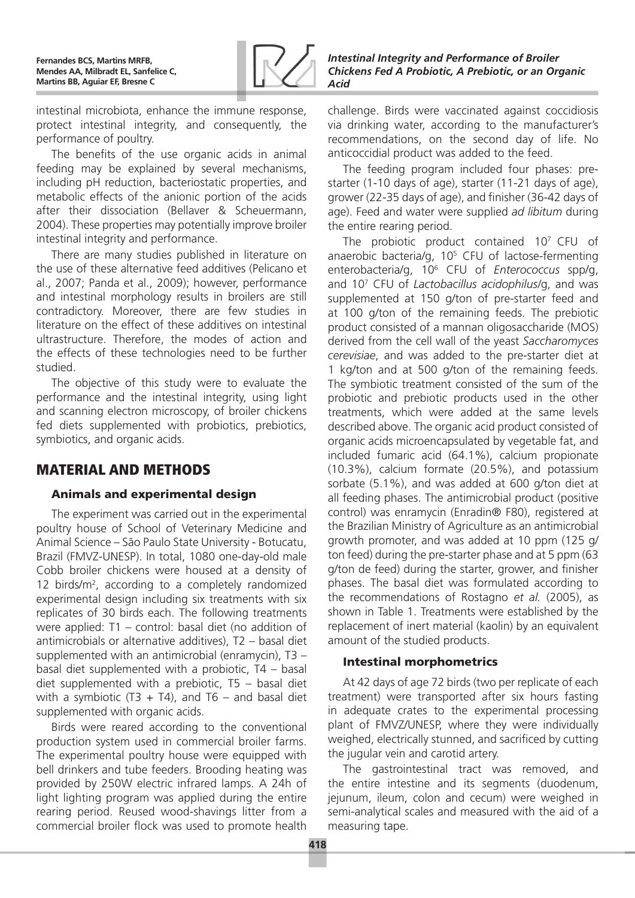intestinal microbiota, enhance the immune response, protect intestinal integrity, and consequently, the performance of poultry.

The benefits of the use organic acids in animal feeding may be explained by several mechanisms, including pH reduction, bacteriostatic properties, and metabolic effects of the anionic portion of the acids after their dissociation (Bellaver & Scheuermann, 2004). These properties may potentially improve broiler intestinal integrity and performance.

There are many studies published in literature on the use of these alternative feed additives (Pelicano et al., 2007; Panda et al., 2009); however, performance and intestinal morphology results in broilers are still contradictory. Moreover, there are few studies in literature on the effect of these additives on intestinal ultrastructure. Therefore, the modes of action and the effects of these technologies need to be further studied.

The objective of this study were to evaluate the performance and the intestinal integrity, using light and scanning electron microscopy, of broiler chickens fed diets supplemented with probiotics, prebiotics, symbiotics, and organic acids.

## MATERIAL AND METHODS

### Animals and experimental design

The experiment was carried out in the experimental poultry house of School of Veterinary Medicine and Animal Science – São Paulo State University - Botucatu, Brazil (FMVZ-UNESP). In total, 1080 one-day-old male Cobb broiler chickens were housed at a density of 12 birds/m$^2$, according to a completely randomized experimental design including six treatments with six replicates of 30 birds each. The following treatments were applied: T1 – control: basal diet (no addition of antimicrobials or alternative additives), T2 – basal diet supplemented with an antimicrobial (enramycin), T3 – basal diet supplemented with a probiotic, T4 – basal diet supplemented with a prebiotic, T5 – basal diet with a symbiotic (T3 + T4), and T6 – and basal diet supplemented with organic acids.

Birds were reared according to the conventional production system used in commercial broiler farms. The experimental poultry house were equipped with bell drinkers and tube feeders. Brooding heating was provided by 250W electric infrared lamps. A 24h of light lighting program was applied during the entire rearing period. Reused wood-shavings litter from a commercial broiler flock was used to promote health challenge. Birds were vaccinated against coccidiosis via drinking water, according to the manufacturer's recommendations, on the second day of life. No anticoccidial product was added to the feed.

The feeding program included four phases: pre-starter (1-10 days of age), starter (11-21 days of age), grower (22-35 days of age), and finisher (36-42 days of age). Feed and water were supplied *ad libitum* during the entire rearing period.

The probiotic product contained $10^7$ CFU of anaerobic bacteria/g, $10^5$ CFU of lactose-fermenting enterobacteria/g, $10^6$ CFU of *Enterococcus* spp/g, and $10^7$ CFU of *Lactobacillus acidophilus*/g, and was supplemented at 150 g/ton of pre-starter feed and at 100 g/ton of the remaining feeds. The prebiotic product consisted of a mannan oligosaccharide (MOS) derived from the cell wall of the yeast *Saccharomyces cerevisiae*, and was added to the pre-starter diet at 1 kg/ton and at 500 g/ton of the remaining feeds. The symbiotic treatment consisted of the sum of the probiotic and prebiotic products used in the other treatments, which were added at the same levels described above. The organic acid product consisted of organic acids microencapsulated by vegetable fat, and included fumaric acid (64.1%), calcium propionate (10.3%), calcium formate (20.5%), and potassium sorbate (5.1%), and was added at 600 g/ton diet at all feeding phases. The antimicrobial product (positive control) was enramycin (Enradin® F80), registered at the Brazilian Ministry of Agriculture as an antimicrobial growth promoter, and was added at 10 ppm (125 g/ton feed) during the pre-starter phase and at 5 ppm (63 g/ton de feed) during the starter, grower, and finisher phases. The basal diet was formulated according to the recommendations of Rostagno *et al.* (2005), as shown in Table 1. Treatments were established by the replacement of inert material (kaolin) by an equivalent amount of the studied products.

### Intestinal morphometrics

At 42 days of age 72 birds (two per replicate of each treatment) were transported after six hours fasting in adequate crates to the experimental processing plant of FMVZ/UNESP, where they were individually weighed, electrically stunned, and sacrificed by cutting the jugular vein and carotid artery.

The gastrointestinal tract was removed, and the entire intestine and its segments (duodenum, jejunum, ileum, colon and cecum) were weighed in semi-analytical scales and measured with the aid of a measuring tape.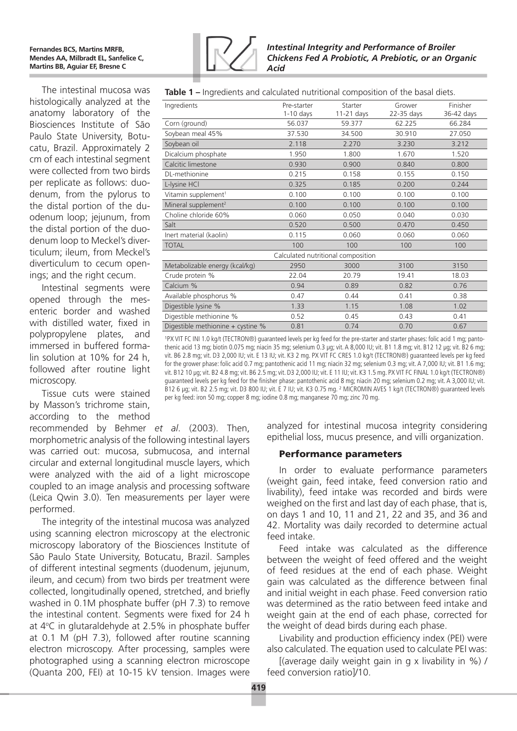The intestinal mucosa was histologically analyzed at the anatomy laboratory of the Biosciences Institute of São Paulo State University, Botucatu, Brazil. Approximately 2 cm of each intestinal segment were collected from two birds per replicate as follows: duodenum, from the pylorus to the distal portion of the duodenum loop; jejunum, from the distal portion of the duodenum loop to Meckel's diverticulum; ileum, from Meckel's diverticulum to cecum openings; and the right cecum.

Intestinal segments were opened through the mesenteric border and washed with distilled water, fixed in polypropylene plates, and immersed in buffered formalin solution at 10% for 24 h, followed after routine light microscopy.

Tissue cuts were stained by Masson's trichrome stain, according to the method recommended by Behmer *et al.* (2003). Then, morphometric analysis of the following intestinal layers was carried out: mucosa, submucosa, and internal circular and external longitudinal muscle layers, which were analyzed with the aid of a light microscope coupled to an image analysis and processing software (Leica Qwin 3.0). Ten measurements per layer were performed.

The integrity of the intestinal mucosa was analyzed using scanning electron microscopy at the electronic microscopy laboratory of the Biosciences Institute of São Paulo State University, Botucatu, Brazil. Samples of different intestinal segments (duodenum, jejunum, ileum, and cecum) from two birds per treatment were collected, longitudinally opened, stretched, and briefly washed in 0.1M phosphate buffer (pH 7.3) to remove the intestinal content. Segments were fixed for 24 h at 4°C in glutaraldehyde at 2.5% in phosphate buffer at 0.1 M (pH 7.3), followed after routine scanning electron microscopy. After processing, samples were photographed using a scanning electron microscope (Quanta 200, FEI) at 10-15 kV tension. Images were analyzed for intestinal mucosa integrity considering epithelial loss, mucus presence, and villi organization.

**Table 1 –** Ingredients and calculated nutritional composition of the basal diets.

| Ingredients | Pre-starter 1-10 days | Starter 11-21 days | Grower 22-35 days | Finisher 36-42 days |
|---|---|---|---|---|
| Corn (ground) | 56.037 | 59.377 | 62.225 | 66.284 |
| Soybean meal 45% | 37.530 | 34.500 | 30.910 | 27.050 |
| Soybean oil | 2.118 | 2.270 | 3.230 | 3.212 |
| Dicalcium phosphate | 1.950 | 1.800 | 1.670 | 1.520 |
| Calcitic limestone | 0.930 | 0.900 | 0.840 | 0.800 |
| DL-methionine | 0.215 | 0.158 | 0.155 | 0.150 |
| L-lysine HCl | 0.325 | 0.185 | 0.200 | 0.244 |
| Vitamin supplement[1] | 0.100 | 0.100 | 0.100 | 0.100 |
| Mineral supplement[2] | 0.100 | 0.100 | 0.100 | 0.100 |
| Choline chloride 60% | 0.060 | 0.050 | 0.040 | 0.030 |
| Salt | 0.520 | 0.500 | 0.470 | 0.450 |
| Inert material (kaolin) | 0.115 | 0.060 | 0.060 | 0.060 |
| TOTAL | 100 | 100 | 100 | 100 |
| Calculated nutritional composition | | | | |
| Metabolizable energy (kcal/kg) | 2950 | 3000 | 3100 | 3150 |
| Crude protein % | 22.04 | 20.79 | 19.41 | 18.03 |
| Calcium % | 0.94 | 0.89 | 0.82 | 0.76 |
| Available phosphorus % | 0.47 | 0.44 | 0.41 | 0.38 |
| Digestible lysine % | 1.33 | 1.15 | 1.08 | 1.02 |
| Digestible methionine % | 0.52 | 0.45 | 0.43 | 0.41 |
| Digestible methionine + cystine % | 0.81 | 0.74 | 0.70 | 0.67 |

[1]PX VIT FC INI 1.0 kg/t (TECTRON®) guaranteed levels per kg feed for the pre-starter and starter phases: folic acid 1 mg; pantothenic acid 13 mg; biotin 0.075 mg; niacin 35 mg; selenium 0.3 µg; vit. A 8,000 IU; vit. B1 1.8 mg; vit. B12 12 µg; vit. B2 6 mg; vit. B6 2.8 mg; vit. D3 2,000 IU; vit. E 13 IU; vit. K3 2 mg. PX VIT FC CRES 1.0 kg/t (TECTRON®) guaranteed levels per kg feed for the grower phase: folic acid 0.7 mg; pantothenic acid 11 mg; niacin 32 mg; selenium 0.3 mg; vit. A 7,000 IU; vit. B1 1.6 mg; vit. B12 10 µg; vit. B2 4.8 mg; vit. B6 2.5 mg; vit. D3 2,000 IU; vit. E 11 IU; vit. K3 1.5 mg. PX VIT FC FINAL 1.0 kg/t (TECTRON®) guaranteed levels per kg feed for the finisher phase: pantothenic acid 8 mg; niacin 20 mg; selenium 0.2 mg; vit. A 3,000 IU; vit. B12 6 µg; vit. B2 2.5 mg; vit. D3 800 IU; vit. E 7 IU; vit. K3 0.75 mg. [2] MICROMIN AVES 1 kg/t (TECTRON®) guaranteed levels per kg feed: iron 50 mg; copper 8 mg; iodine 0.8 mg; manganese 70 mg; zinc 70 mg.

### Performance parameters

In order to evaluate performance parameters (weight gain, feed intake, feed conversion ratio and livability), feed intake was recorded and birds were weighed on the first and last day of each phase, that is, on days 1 and 10, 11 and 21, 22 and 35, and 36 and 42. Mortality was daily recorded to determine actual feed intake.

Feed intake was calculated as the difference between the weight of feed offered and the weight of feed residues at the end of each phase. Weight gain was calculated as the difference between final and initial weight in each phase. Feed conversion ratio was determined as the ratio between feed intake and weight gain at the end of each phase, corrected for the weight of dead birds during each phase.

Livability and production efficiency index (PEI) were also calculated. The equation used to calculate PEI was:

[(average daily weight gain in g x livability in %) / feed conversion ratio]/10.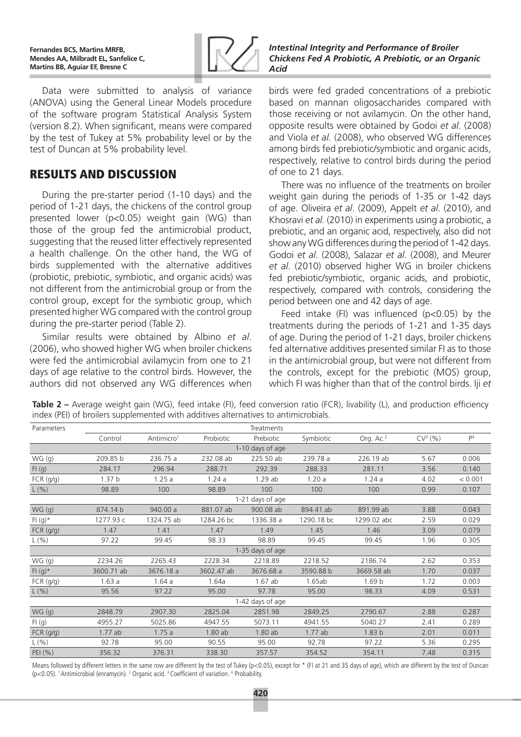Data were submitted to analysis of variance (ANOVA) using the General Linear Models procedure of the software program Statistical Analysis System (version 8.2). When significant, means were compared by the test of Tukey at 5% probability level or by the test of Duncan at 5% probability level.

## RESULTS AND DISCUSSION

During the pre-starter period (1-10 days) and the period of 1-21 days, the chickens of the control group presented lower ($p<0.05$) weight gain (WG) than those of the group fed the antimicrobial product, suggesting that the reused litter effectively represented a health challenge. On the other hand, the WG of birds supplemented with the alternative additives (probiotic, prebiotic, symbiotic, and organic acids) was not different from the antimicrobial group or from the control group, except for the symbiotic group, which presented higher WG compared with the control group during the pre-starter period (Table 2).

Similar results were obtained by Albino *et al*. (2006), who showed higher WG when broiler chickens were fed the antimicrobial avilamycin from one to 21 days of age relative to the control birds. However, the authors did not observed any WG differences when birds were fed graded concentrations of a prebiotic based on mannan oligosaccharides compared with those receiving or not avilamycin. On the other hand, opposite results were obtained by Godoi *et al*. (2008) and Viola *et al.* (2008), who observed WG differences among birds fed prebiotic/symbiotic and organic acids, respectively, relative to control birds during the period of one to 21 days.

There was no influence of the treatments on broiler weight gain during the periods of 1-35 or 1-42 days of age. Oliveira *et al*. (2009), Appelt *et al*. (2010), and Khosravi *et al.* (2010) in experiments using a probiotic, a prebiotic, and an organic acid, respectively, also did not show any WG differences during the period of 1-42 days. Godoi *et al*. (2008), Salazar *et al*. (2008), and Meurer *et al*. (2010) observed higher WG in broiler chickens fed prebiotic/symbiotic, organic acids, and probiotic, respectively, compared with controls, considering the period between one and 42 days of age.

Feed intake (FI) was influenced ($p<0.05$) by the treatments during the periods of 1-21 and 1-35 days of age. During the period of 1-21 days, broiler chickens fed alternative additives presented similar FI as to those in the antimicrobial group, but were not different from the controls, except for the prebiotic (MOS) group, which FI was higher than that of the control birds. Iji *et*

**Table 2 –** Average weight gain (WG), feed intake (FI), feed conversion ratio (FCR), livability (L), and production efficiency index (PEI) of broilers supplemented with additives alternatives to antimicrobials.

| Parameters | Treatments | | | | | | | |
|---|---|---|---|---|---|---|---|---|
| | Control | Antimicro[1] | Probiotic | Prebiotic | Symbiotic | Org. Ac.[2] | CV[3] (%) | P[4] |
| | | | | 1-10 days of age | | | | |
| WG (g) | 209.85 b | 236.75 a | 232.08 ab | 225.50 ab | 239.78 a | 226.19 ab | 5.67 | 0.006 |
| FI (g) | 284.17 | 296.94 | 288.71 | 292.39 | 288.33 | 281.11 | 3.56 | 0.140 |
| FCR (g/g) | 1.37 b | 1.25 a | 1.24 a | 1.29 ab | 1.20 a | 1.24 a | 4.02 | < 0.001 |
| L (%) | 98.89 | 100 | 98.89 | 100 | 100 | 100 | 0.99 | 0.107 |
| | | | | 1-21 days of age | | | | |
| WG (g) | 874.14 b | 940.00 a | 881.07 ab | 900.08 ab | 894.41 ab | 891.99 ab | 3.88 | 0.043 |
| FI (g)* | 1277.93 c | 1324.75 ab | 1284.26 bc | 1336.38 a | 1290.18 bc | 1299.02 abc | 2.59 | 0.029 |
| FCR (g/g) | 1.47 | 1.41 | 1.47 | 1.49 | 1.45 | 1.46 | 3.09 | 0.079 |
| L (%) | 97.22 | 99.45 | 98.33 | 98.89 | 99.45 | 99.45 | 1.96 | 0.305 |
| | | | | 1-35 days of age | | | | |
| WG (g) | 2234.26 | 2265.43 | 2228.34 | 2218.89 | 2218.52 | 2186.74 | 2.62 | 0.353 |
| FI (g)* | 3600.71 ab | 3676.18 a | 3602.47 ab | 3676.68 a | 3590.88 b | 3669.58 ab | 1.70 | 0.037 |
| FCR (g/g) | 1.63 a | 1.64 a | 1.64a | 1.67 ab | 1.65ab | 1.69 b | 1.72 | 0.003 |
| L (%) | 95.56 | 97.22 | 95.00 | 97.78 | 95.00 | 98.33 | 4.09 | 0.531 |
| | | | | 1-42 days of age | | | | |
| WG (g) | 2848.79 | 2907.30 | 2825.04 | 2851.98 | 2849.25 | 2790.67 | 2.88 | 0.287 |
| FI (g) | 4955.27 | 5025.86 | 4947.55 | 5073.11 | 4941.55 | 5040.27 | 2.41 | 0.289 |
| FCR (g/g) | 1.77 ab | 1.75 a | 1.80 ab | 1.80 ab | 1.77 ab | 1.83 b | 2.01 | 0.011 |
| L (%) | 92.78 | 95.00 | 90.55 | 95.00 | 92.78 | 97.22 | 5.36 | 0.295 |
| PEI (%) | 356.32 | 376.31 | 338.30 | 357.57 | 354.52 | 354.11 | 7.48 | 0.315 |

Means followed by different letters in the same row are different by the test of Tukey ($p<0.05$), except for * (FI at 21 and 35 days of age), which are different by the test of Duncan ($p<0.05$). [1] Antimicrobial (enramycin). [2] Organic acid. [3] Coefficient of variation. [4] Probability.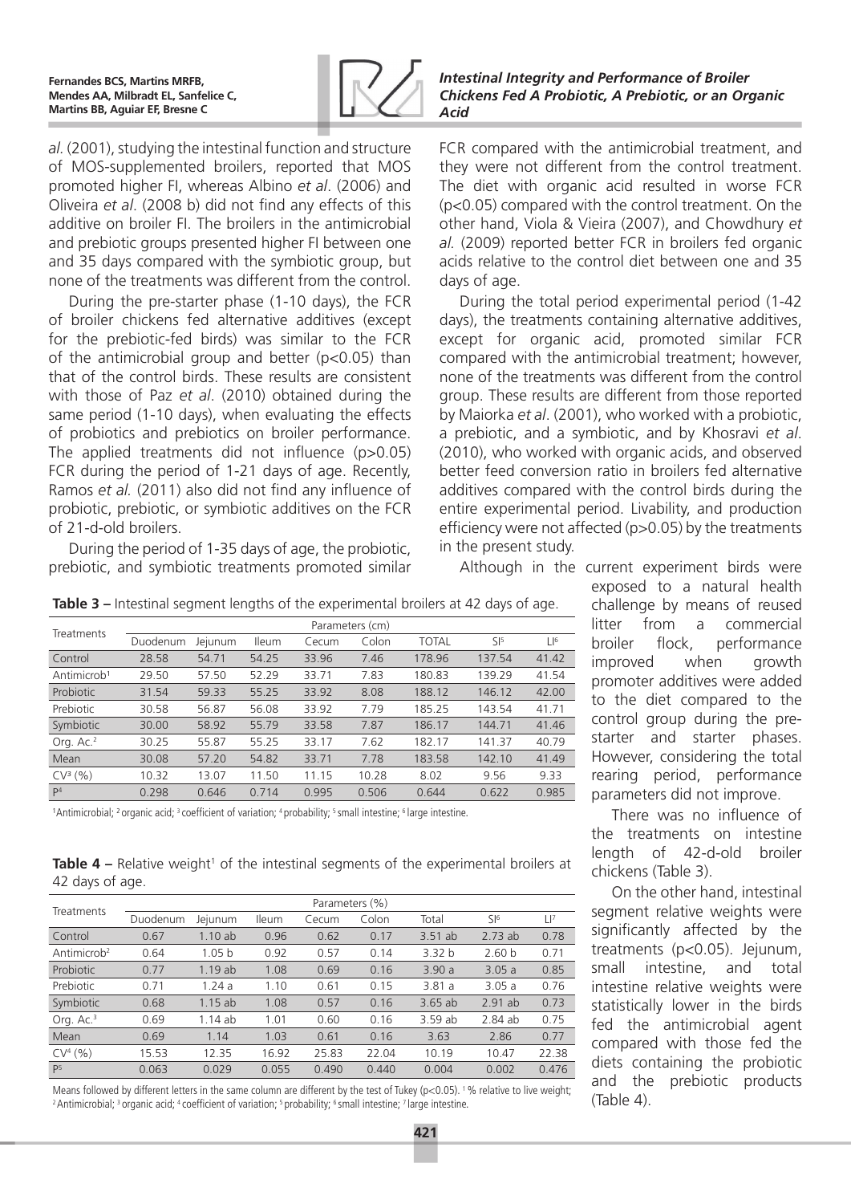*al*. (2001), studying the intestinal function and structure of MOS-supplemented broilers, reported that MOS promoted higher FI, whereas Albino *et al*. (2006) and Oliveira *et al*. (2008 b) did not find any effects of this additive on broiler FI. The broilers in the antimicrobial and prebiotic groups presented higher FI between one and 35 days compared with the symbiotic group, but none of the treatments was different from the control.

During the pre-starter phase (1-10 days), the FCR of broiler chickens fed alternative additives (except for the prebiotic-fed birds) was similar to the FCR of the antimicrobial group and better ($p<0.05$) than that of the control birds. These results are consistent with those of Paz *et al*. (2010) obtained during the same period (1-10 days), when evaluating the effects of probiotics and prebiotics on broiler performance. The applied treatments did not influence ($p>0.05$) FCR during the period of 1-21 days of age. Recently, Ramos *et al.* (2011) also did not find any influence of probiotic, prebiotic, or symbiotic additives on the FCR of 21-d-old broilers.

During the period of 1-35 days of age, the probiotic, prebiotic, and symbiotic treatments promoted similar FCR compared with the antimicrobial treatment, and they were not different from the control treatment. The diet with organic acid resulted in worse FCR ($p<0.05$) compared with the control treatment. On the other hand, Viola & Vieira (2007), and Chowdhury *et al.* (2009) reported better FCR in broilers fed organic acids relative to the control diet between one and 35 days of age.

During the total period experimental period (1-42 days), the treatments containing alternative additives, except for organic acid, promoted similar FCR compared with the antimicrobial treatment; however, none of the treatments was different from the control group. These results are different from those reported by Maiorka *et al*. (2001), who worked with a probiotic, a prebiotic, and a symbiotic, and by Khosravi *et al*. (2010), who worked with organic acids, and observed better feed conversion ratio in broilers fed alternative additives compared with the control birds during the entire experimental period. Livability, and production efficiency were not affected ($p>0.05$) by the treatments in the present study.

Although in the current experiment birds were exposed to a natural health challenge by means of reused litter from a commercial broiler flock, performance improved when growth promoter additives were added to the diet compared to the control group during the pre-starter and starter phases. However, considering the total rearing period, performance parameters did not improve.

There was no influence of the treatments on intestine length of 42-d-old broiler chickens (Table 3).

On the other hand, intestinal segment relative weights were significantly affected by the treatments ($p<0.05$). Jejunum, small intestine, and total intestine relative weights were statistically lower in the birds fed the antimicrobial agent compared with those fed the diets containing the probiotic and the prebiotic products (Table 4).

**Table 3 –** Intestinal segment lengths of the experimental broilers at 42 days of age.

| Treatments | Parameters (cm) | | | | | | | |
|---|---|---|---|---|---|---|---|---|
| | Duodenum | Jejunum | Ileum | Cecum | Colon | TOTAL | SI[5] | LI[6] |
| Control | 28.58 | 54.71 | 54.25 | 33.96 | 7.46 | 178.96 | 137.54 | 41.42 |
| Antimicrob[1] | 29.50 | 57.50 | 52.29 | 33.71 | 7.83 | 180.83 | 139.29 | 41.54 |
| Probiotic | 31.54 | 59.33 | 55.25 | 33.92 | 8.08 | 188.12 | 146.12 | 42.00 |
| Prebiotic | 30.58 | 56.87 | 56.08 | 33.92 | 7.79 | 185.25 | 143.54 | 41.71 |
| Symbiotic | 30.00 | 58.92 | 55.79 | 33.58 | 7.87 | 186.17 | 144.71 | 41.46 |
| Org. Ac.[2] | 30.25 | 55.87 | 55.25 | 33.17 | 7.62 | 182.17 | 141.37 | 40.79 |
| Mean | 30.08 | 57.20 | 54.82 | 33.71 | 7.78 | 183.58 | 142.10 | 41.49 |
| CV[3] (%) | 10.32 | 13.07 | 11.50 | 11.15 | 10.28 | 8.02 | 9.56 | 9.33 |
| P[4] | 0.298 | 0.646 | 0.714 | 0.995 | 0.506 | 0.644 | 0.622 | 0.985 |

[1]Antimicrobial; [2]organic acid; [3]coefficient of variation; [4]probability; [5]small intestine; [6]large intestine.

**Table 4 –** Relative weight[1] of the intestinal segments of the experimental broilers at 42 days of age.

| Treatments | Parameters (%) | | | | | | | |
|---|---|---|---|---|---|---|---|---|
| | Duodenum | Jejunum | Ileum | Cecum | Colon | Total | SI[6] | LI[7] |
| Control | 0.67 | 1.10 ab | 0.96 | 0.62 | 0.17 | 3.51 ab | 2.73 ab | 0.78 |
| Antimicrob[2] | 0.64 | 1.05 b | 0.92 | 0.57 | 0.14 | 3.32 b | 2.60 b | 0.71 |
| Probiotic | 0.77 | 1.19 ab | 1.08 | 0.69 | 0.16 | 3.90 a | 3.05 a | 0.85 |
| Prebiotic | 0.71 | 1.24 a | 1.10 | 0.61 | 0.15 | 3.81 a | 3.05 a | 0.76 |
| Symbiotic | 0.68 | 1.15 ab | 1.08 | 0.57 | 0.16 | 3.65 ab | 2.91 ab | 0.73 |
| Org. Ac.[3] | 0.69 | 1.14 ab | 1.01 | 0.60 | 0.16 | 3.59 ab | 2.84 ab | 0.75 |
| Mean | 0.69 | 1.14 | 1.03 | 0.61 | 0.16 | 3.63 | 2.86 | 0.77 |
| CV[4] (%) | 15.53 | 12.35 | 16.92 | 25.83 | 22.04 | 10.19 | 10.47 | 22.38 |
| P[5] | 0.063 | 0.029 | 0.055 | 0.490 | 0.440 | 0.004 | 0.002 | 0.476 |

Means followed by different letters in the same column are different by the test of Tukey ($p<0.05$). [1] % relative to live weight; [2]Antimicrobial; [3]organic acid; [4]coefficient of variation; [5]probability; [6]small intestine; [7]large intestine.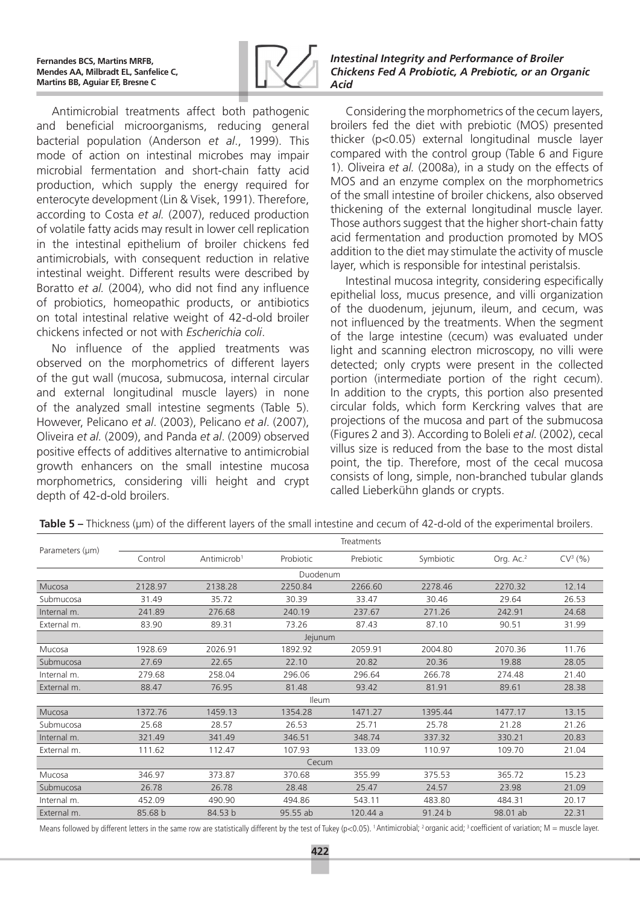Antimicrobial treatments affect both pathogenic and beneficial microorganisms, reducing general bacterial population (Anderson *et al*., 1999). This mode of action on intestinal microbes may impair microbial fermentation and short-chain fatty acid production, which supply the energy required for enterocyte development (Lin & Visek, 1991). Therefore, according to Costa *et al.* (2007), reduced production of volatile fatty acids may result in lower cell replication in the intestinal epithelium of broiler chickens fed antimicrobials, with consequent reduction in relative intestinal weight. Different results were described by Boratto *et al.* (2004), who did not find any influence of probiotics, homeopathic products, or antibiotics on total intestinal relative weight of 42-d-old broiler chickens infected or not with *Escherichia coli*.

No influence of the applied treatments was observed on the morphometrics of different layers of the gut wall (mucosa, submucosa, internal circular and external longitudinal muscle layers) in none of the analyzed small intestine segments (Table 5). However, Pelicano *et al*. (2003), Pelicano *et al*. (2007), Oliveira *et al.* (2009), and Panda *et al*. (2009) observed positive effects of additives alternative to antimicrobial growth enhancers on the small intestine mucosa morphometrics, considering villi height and crypt depth of 42-d-old broilers.

Considering the morphometrics of the cecum layers, broilers fed the diet with prebiotic (MOS) presented thicker ($p<0.05$) external longitudinal muscle layer compared with the control group (Table 6 and Figure 1). Oliveira *et al.* (2008a), in a study on the effects of MOS and an enzyme complex on the morphometrics of the small intestine of broiler chickens, also observed thickening of the external longitudinal muscle layer. Those authors suggest that the higher short-chain fatty acid fermentation and production promoted by MOS addition to the diet may stimulate the activity of muscle layer, which is responsible for intestinal peristalsis.

Intestinal mucosa integrity, considering especifically epithelial loss, mucus presence, and villi organization of the duodenum, jejunum, ileum, and cecum, was not influenced by the treatments. When the segment of the large intestine (cecum) was evaluated under light and scanning electron microscopy, no villi were detected; only crypts were present in the collected portion (intermediate portion of the right cecum). In addition to the crypts, this portion also presented circular folds, which form Kerckring valves that are projections of the mucosa and part of the submucosa (Figures 2 and 3). According to Boleli *et al.* (2002), cecal villus size is reduced from the base to the most distal point, the tip. Therefore, most of the cecal mucosa consists of long, simple, non-branched tubular glands called Lieberkühn glands or crypts.

**Table 5 –** Thickness (µm) of the different layers of the small intestine and cecum of 42-d-old of the experimental broilers.

| Parameters (µm) | Treatments | | | | | | |
|---|---|---|---|---|---|---|---|
| | Control | Antimicrob[1] | Probiotic | Prebiotic | Symbiotic | Org. Ac.[2] | CV[3] (%) |
| | | | Duodenum | | | | |
| Mucosa | 2128.97 | 2138.28 | 2250.84 | 2266.60 | 2278.46 | 2270.32 | 12.14 |
| Submucosa | 31.49 | 35.72 | 30.39 | 33.47 | 30.46 | 29.64 | 26.53 |
| Internal m. | 241.89 | 276.68 | 240.19 | 237.67 | 271.26 | 242.91 | 24.68 |
| External m. | 83.90 | 89.31 | 73.26 | 87.43 | 87.10 | 90.51 | 31.99 |
| | | | Jejunum | | | | |
| Mucosa | 1928.69 | 2026.91 | 1892.92 | 2059.91 | 2004.80 | 2070.36 | 11.76 |
| Submucosa | 27.69 | 22.65 | 22.10 | 20.82 | 20.36 | 19.88 | 28.05 |
| Internal m. | 279.68 | 258.04 | 296.06 | 296.64 | 266.78 | 274.48 | 21.40 |
| External m. | 88.47 | 76.95 | 81.48 | 93.42 | 81.91 | 89.61 | 28.38 |
| | | | Ileum | | | | |
| Mucosa | 1372.76 | 1459.13 | 1354.28 | 1471.27 | 1395.44 | 1477.17 | 13.15 |
| Submucosa | 25.68 | 28.57 | 26.53 | 25.71 | 25.78 | 21.28 | 21.26 |
| Internal m. | 321.49 | 341.49 | 346.51 | 348.74 | 337.32 | 330.21 | 20.83 |
| External m. | 111.62 | 112.47 | 107.93 | 133.09 | 110.97 | 109.70 | 21.04 |
| | | | Cecum | | | | |
| Mucosa | 346.97 | 373.87 | 370.68 | 355.99 | 375.53 | 365.72 | 15.23 |
| Submucosa | 26.78 | 26.78 | 28.48 | 25.47 | 24.57 | 23.98 | 21.09 |
| Internal m. | 452.09 | 490.90 | 494.86 | 543.11 | 483.80 | 484.31 | 20.17 |
| External m. | 85.68 b | 84.53 b | 95.55 ab | 120.44 a | 91.24 b | 98.01 ab | 22.31 |

Means followed by different letters in the same row are statistically different by the test of Tukey ($p<0.05$). [1] Antimicrobial; [2] organic acid; [3] coefficient of variation; M = muscle layer.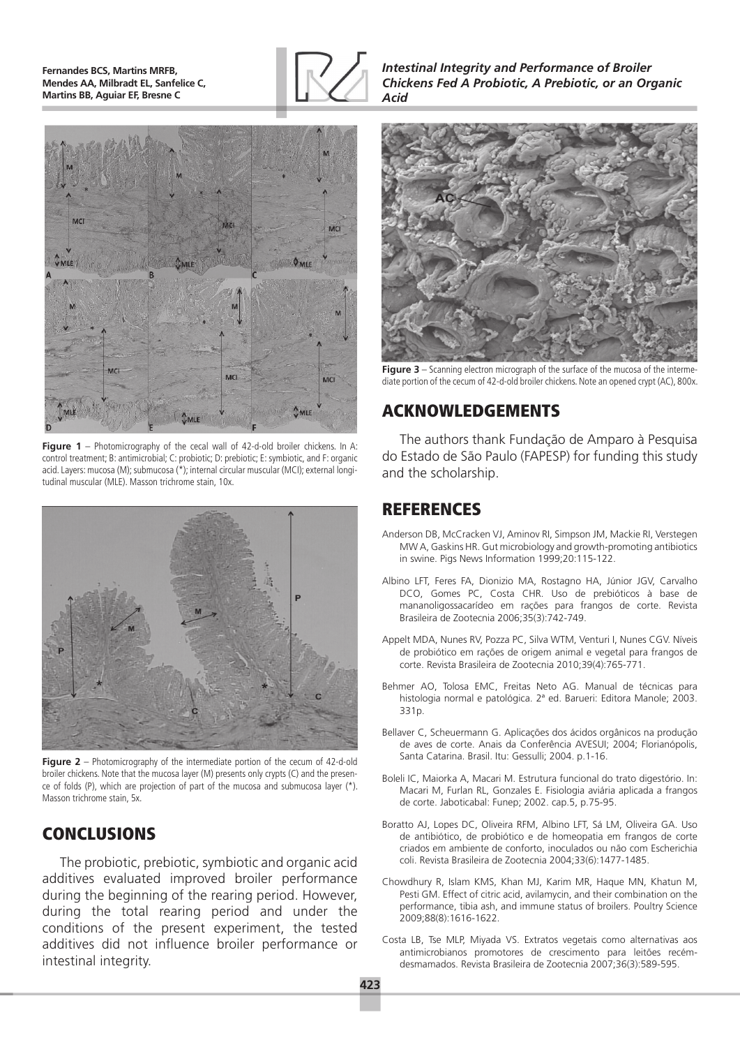Figure 1 – Photomicrography of the cecal wall of 42-d-old broiler chickens. In A: control treatment; B: antimicrobial; C: probiotic; D: prebiotic; E: symbiotic, and F: organic acid. Layers: mucosa (M); submucosa (*); internal circular muscular (MCI); external longitudinal muscular (MLE). Masson trichrome stain, 10x.

Figure 2 – Photomicrography of the intermediate portion of the cecum of 42-d-old broiler chickens. Note that the mucosa layer (M) presents only crypts (C) and the presence of folds (P), which are projection of part of the mucosa and submucosa layer (*). Masson trichrome stain, 5x.

## CONCLUSIONS

The probiotic, prebiotic, symbiotic and organic acid additives evaluated improved broiler performance during the beginning of the rearing period. However, during the total rearing period and under the conditions of the present experiment, the tested additives did not influence broiler performance or intestinal integrity.

Figure 3 – Scanning electron micrograph of the surface of the mucosa of the intermediate portion of the cecum of 42-d-old broiler chickens. Note an opened crypt (AC), 800x.

## ACKNOWLEDGEMENTS

The authors thank Fundação de Amparo à Pesquisa do Estado de São Paulo (FAPESP) for funding this study and the scholarship.

## REFERENCES

Anderson DB, McCracken VJ, Aminov RI, Simpson JM, Mackie RI, Verstegen MW A, Gaskins HR. Gut microbiology and growth-promoting antibiotics in swine. Pigs News Information 1999;20:115-122.

Albino LFT, Feres FA, Dionizio MA, Rostagno HA, Júnior JGV, Carvalho DCO, Gomes PC, Costa CHR. Uso de prebióticos à base de mananoligossacarídeo em rações para frangos de corte. Revista Brasileira de Zootecnia 2006;35(3):742-749.

Appelt MDA, Nunes RV, Pozza PC, Silva WTM, Venturi I, Nunes CGV. Níveis de probiótico em rações de origem animal e vegetal para frangos de corte. Revista Brasileira de Zootecnia 2010;39(4):765-771.

Behmer AO, Tolosa EMC, Freitas Neto AG. Manual de técnicas para histologia normal e patológica. 2ª ed. Barueri: Editora Manole; 2003. 331p.

Bellaver C, Scheuermann G. Aplicações dos ácidos orgânicos na produção de aves de corte. Anais da Conferência AVESUI; 2004; Florianópolis, Santa Catarina. Brasil. Itu: Gessulli; 2004. p.1-16.

Boleli IC, Maiorka A, Macari M. Estrutura funcional do trato digestório. In: Macari M, Furlan RL, Gonzales E. Fisiologia aviária aplicada a frangos de corte. Jaboticabal: Funep; 2002. cap.5, p.75-95.

Boratto AJ, Lopes DC, Oliveira RFM, Albino LFT, Sá LM, Oliveira GA. Uso de antibiótico, de probiótico e de homeopatia em frangos de corte criados em ambiente de conforto, inoculados ou não com Escherichia coli. Revista Brasileira de Zootecnia 2004;33(6):1477-1485.

Chowdhury R, Islam KMS, Khan MJ, Karim MR, Haque MN, Khatun M, Pesti GM. Effect of citric acid, avilamycin, and their combination on the performance, tibia ash, and immune status of broilers. Poultry Science 2009;88(8):1616-1622.

Costa LB, Tse MLP, Miyada VS. Extratos vegetais como alternativas aos antimicrobianos promotores de crescimento para leitões recém-desmamados. Revista Brasileira de Zootecnia 2007;36(3):589-595.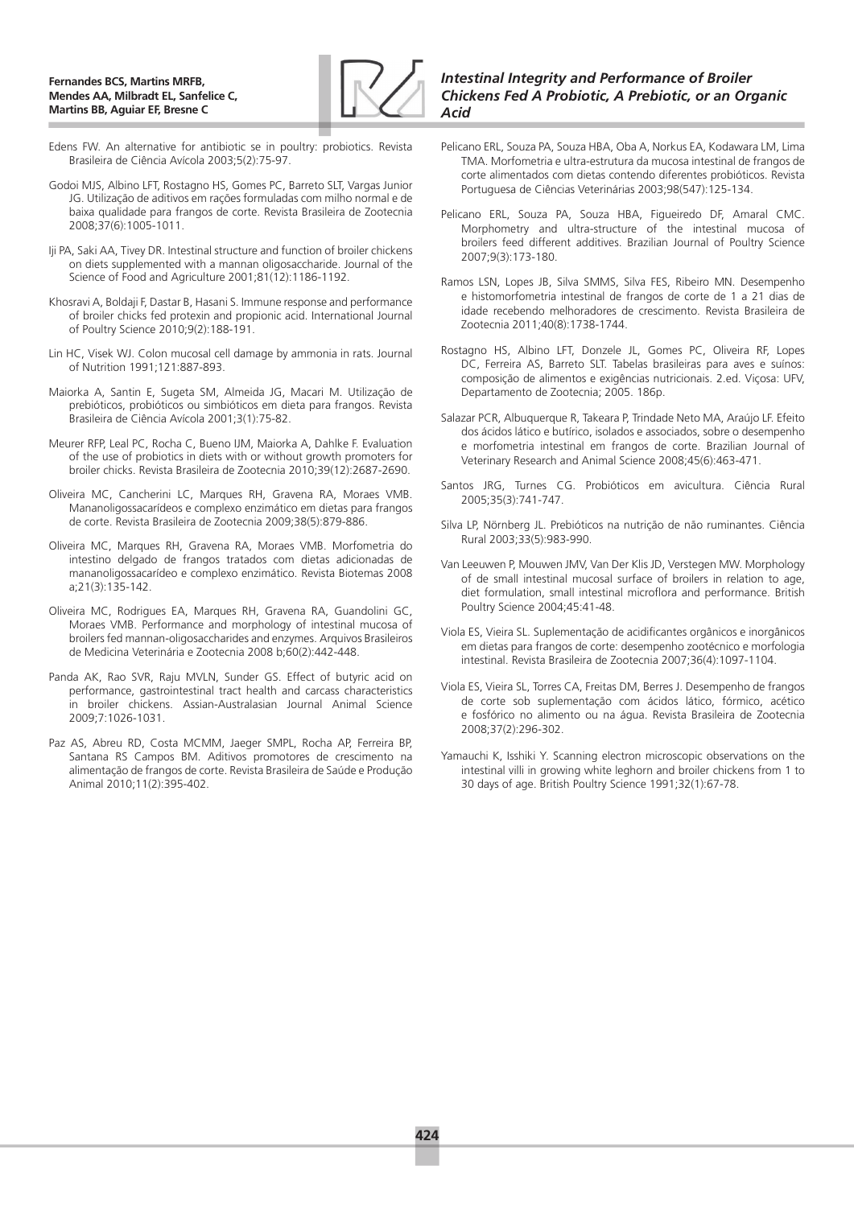Edens FW. An alternative for antibiotic se in poultry: probiotics. Revista Brasileira de Ciência Avícola 2003;5(2):75-97.

Godoi MJS, Albino LFT, Rostagno HS, Gomes PC, Barreto SLT, Vargas Junior JG. Utilização de aditivos em rações formuladas com milho normal e de baixa qualidade para frangos de corte. Revista Brasileira de Zootecnia 2008;37(6):1005-1011.

Iji PA, Saki AA, Tivey DR. Intestinal structure and function of broiler chickens on diets supplemented with a mannan oligosaccharide. Journal of the Science of Food and Agriculture 2001;81(12):1186-1192.

Khosravi A, Boldaji F, Dastar B, Hasani S. Immune response and performance of broiler chicks fed protexin and propionic acid. International Journal of Poultry Science 2010;9(2):188-191.

Lin HC, Visek WJ. Colon mucosal cell damage by ammonia in rats. Journal of Nutrition 1991;121:887-893.

Maiorka A, Santin E, Sugeta SM, Almeida JG, Macari M. Utilização de prebióticos, probióticos ou simbióticos em dieta para frangos. Revista Brasileira de Ciência Avícola 2001;3(1):75-82.

Meurer RFP, Leal PC, Rocha C, Bueno IJM, Maiorka A, Dahlke F. Evaluation of the use of probiotics in diets with or without growth promoters for broiler chicks. Revista Brasileira de Zootecnia 2010;39(12):2687-2690.

Oliveira MC, Cancherini LC, Marques RH, Gravena RA, Moraes VMB. Mananoligossacarídeos e complexo enzimático em dietas para frangos de corte. Revista Brasileira de Zootecnia 2009;38(5):879-886.

Oliveira MC, Marques RH, Gravena RA, Moraes VMB. Morfometria do intestino delgado de frangos tratados com dietas adicionadas de mananoligossacarídeo e complexo enzimático. Revista Biotemas 2008 a;21(3):135-142.

Oliveira MC, Rodrigues EA, Marques RH, Gravena RA, Guandolini GC, Moraes VMB. Performance and morphology of intestinal mucosa of broilers fed mannan-oligosaccharides and enzymes. Arquivos Brasileiros de Medicina Veterinária e Zootecnia 2008 b;60(2):442-448.

Panda AK, Rao SVR, Raju MVLN, Sunder GS. Effect of butyric acid on performance, gastrointestinal tract health and carcass characteristics in broiler chickens. Assian-Australasian Journal Animal Science 2009;7:1026-1031.

Paz AS, Abreu RD, Costa MCMM, Jaeger SMPL, Rocha AP, Ferreira BP, Santana RS Campos BM. Aditivos promotores de crescimento na alimentação de frangos de corte. Revista Brasileira de Saúde e Produção Animal 2010;11(2):395-402.

Pelicano ERL, Souza PA, Souza HBA, Oba A, Norkus EA, Kodawara LM, Lima TMA. Morfometria e ultra-estrutura da mucosa intestinal de frangos de corte alimentados com dietas contendo diferentes probióticos. Revista Portuguesa de Ciências Veterinárias 2003;98(547):125-134.

Pelicano ERL, Souza PA, Souza HBA, Figueiredo DF, Amaral CMC. Morphometry and ultra-structure of the intestinal mucosa of broilers feed different additives. Brazilian Journal of Poultry Science 2007;9(3):173-180.

Ramos LSN, Lopes JB, Silva SMMS, Silva FES, Ribeiro MN. Desempenho e histomorfometria intestinal de frangos de corte de 1 a 21 dias de idade recebendo melhoradores de crescimento. Revista Brasileira de Zootecnia 2011;40(8):1738-1744.

Rostagno HS, Albino LFT, Donzele JL, Gomes PC, Oliveira RF, Lopes DC, Ferreira AS, Barreto SLT. Tabelas brasileiras para aves e suínos: composição de alimentos e exigências nutricionais. 2.ed. Viçosa: UFV, Departamento de Zootecnia; 2005. 186p.

Salazar PCR, Albuquerque R, Takeara P, Trindade Neto MA, Araújo LF. Efeito dos ácidos lático e butírico, isolados e associados, sobre o desempenho e morfometria intestinal em frangos de corte. Brazilian Journal of Veterinary Research and Animal Science 2008;45(6):463-471.

Santos JRG, Turnes CG. Probióticos em avicultura. Ciência Rural 2005;35(3):741-747.

Silva LP, Nörnberg JL. Prebióticos na nutrição de não ruminantes. Ciência Rural 2003;33(5):983-990.

Van Leeuwen P, Mouwen JMV, Van Der Klis JD, Verstegen MW. Morphology of de small intestinal mucosal surface of broilers in relation to age, diet formulation, small intestinal microflora and performance. British Poultry Science 2004;45:41-48.

Viola ES, Vieira SL. Suplementação de acidificantes orgânicos e inorgânicos em dietas para frangos de corte: desempenho zootécnico e morfologia intestinal. Revista Brasileira de Zootecnia 2007;36(4):1097-1104.

Viola ES, Vieira SL, Torres CA, Freitas DM, Berres J. Desempenho de frangos de corte sob suplementação com ácidos lático, fórmico, acético e fosfórico no alimento ou na água. Revista Brasileira de Zootecnia 2008;37(2):296-302.

Yamauchi K, Isshiki Y. Scanning electron microscopic observations on the intestinal villi in growing white leghorn and broiler chickens from 1 to 30 days of age. British Poultry Science 1991;32(1):67-78.